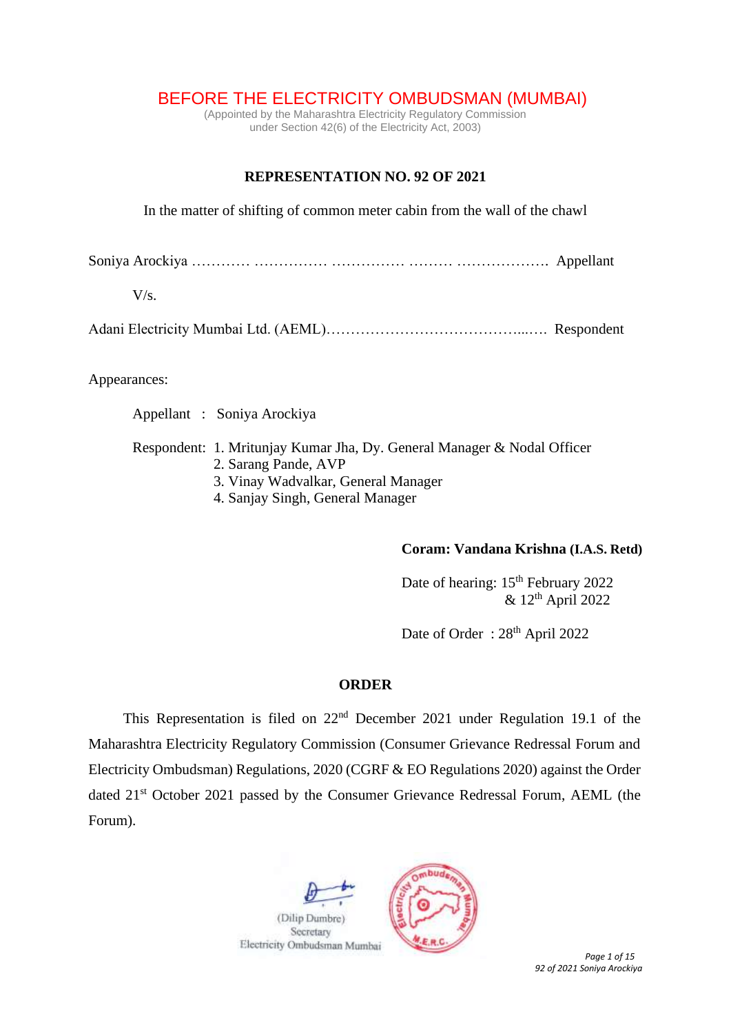# BEFORE THE ELECTRICITY OMBUDSMAN (MUMBAI)

(Appointed by the Maharashtra Electricity Regulatory Commission
under Section 42(6) of the Electricity Act, 2003)

**REPRESENTATION NO. 92 OF 2021**

In the matter of shifting of common meter cabin from the wall of the chawl

Soniya Arockiya ………… …………… …………… ……… ………………. Appellant

V/s.

Adani Electricity Mumbai Ltd. (AEML)……………………………………...…. Respondent

Appearances:

Appellant : Soniya Arockiya

Respondent:
1. Mritunjay Kumar Jha, Dy. General Manager & Nodal Officer
2. Sarang Pande, AVP
3. Vinay Wadvalkar, General Manager
4. Sanjay Singh, General Manager

**Coram: Vandana Krishna (I.A.S. Retd)**

Date of hearing: 15th February 2022
& 12th April 2022

Date of Order : 28th April 2022

**ORDER**

This Representation is filed on 22nd December 2021 under Regulation 19.1 of the Maharashtra Electricity Regulatory Commission (Consumer Grievance Redressal Forum and Electricity Ombudsman) Regulations, 2020 (CGRF & EO Regulations 2020) against the Order dated 21st October 2021 passed by the Consumer Grievance Redressal Forum, AEML (the Forum).

(Dilip Dumbre)
Secretary
Electricity Ombudsman Mumbai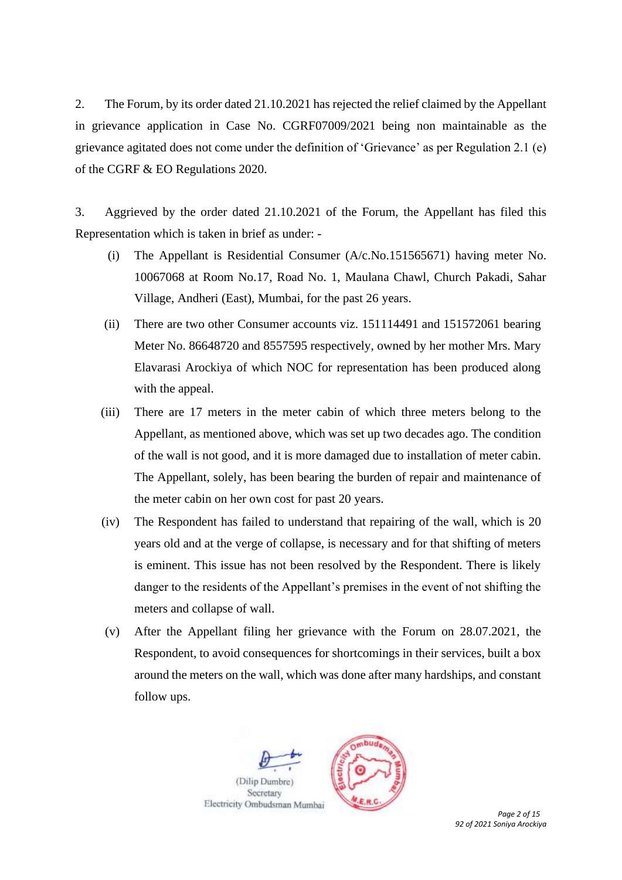2. The Forum, by its order dated 21.10.2021 has rejected the relief claimed by the Appellant in grievance application in Case No. CGRF07009/2021 being non maintainable as the grievance agitated does not come under the definition of 'Grievance' as per Regulation 2.1 (e) of the CGRF & EO Regulations 2020.

3. Aggrieved by the order dated 21.10.2021 of the Forum, the Appellant has filed this Representation which is taken in brief as under: -

(i) The Appellant is Residential Consumer (A/c.No.151565671) having meter No. 10067068 at Room No.17, Road No. 1, Maulana Chawl, Church Pakadi, Sahar Village, Andheri (East), Mumbai, for the past 26 years.

(ii) There are two other Consumer accounts viz. 151114491 and 151572061 bearing Meter No. 86648720 and 8557595 respectively, owned by her mother Mrs. Mary Elavarasi Arockiya of which NOC for representation has been produced along with the appeal.

(iii) There are 17 meters in the meter cabin of which three meters belong to the Appellant, as mentioned above, which was set up two decades ago. The condition of the wall is not good, and it is more damaged due to installation of meter cabin. The Appellant, solely, has been bearing the burden of repair and maintenance of the meter cabin on her own cost for past 20 years.

(iv) The Respondent has failed to understand that repairing of the wall, which is 20 years old and at the verge of collapse, is necessary and for that shifting of meters is eminent. This issue has not been resolved by the Respondent. There is likely danger to the residents of the Appellant's premises in the event of not shifting the meters and collapse of wall.

(v) After the Appellant filing her grievance with the Forum on 28.07.2021, the Respondent, to avoid consequences for shortcomings in their services, built a box around the meters on the wall, which was done after many hardships, and constant follow ups.

(Dilip Dumbre)
Secretary
Electricity Ombudsman Mumbai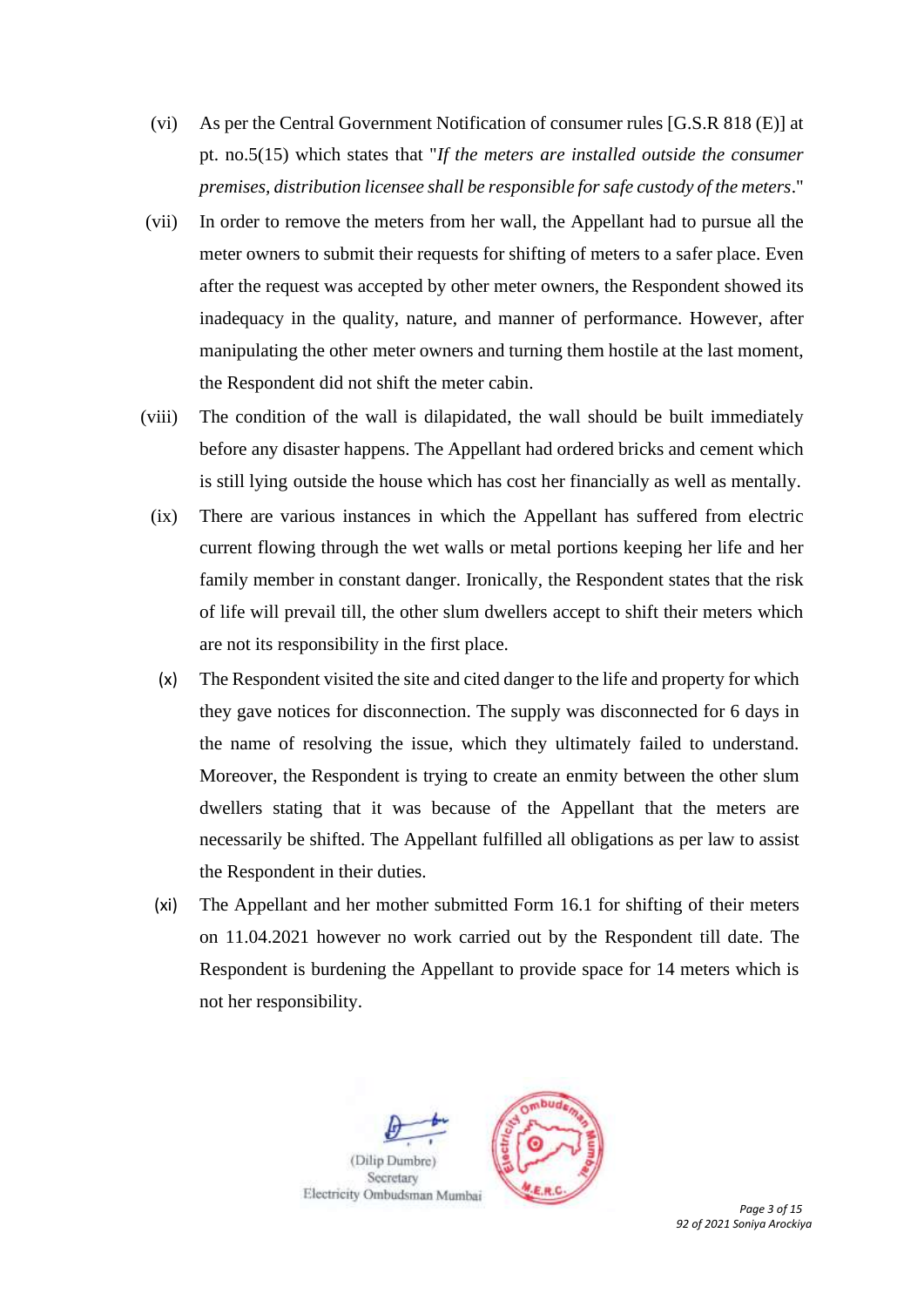(vi) As per the Central Government Notification of consumer rules [G.S.R 818 (E)] at pt. no.5(15) which states that "*If the meters are installed outside the consumer premises, distribution licensee shall be responsible for safe custody of the meters*."

(vii) In order to remove the meters from her wall, the Appellant had to pursue all the meter owners to submit their requests for shifting of meters to a safer place. Even after the request was accepted by other meter owners, the Respondent showed its inadequacy in the quality, nature, and manner of performance. However, after manipulating the other meter owners and turning them hostile at the last moment, the Respondent did not shift the meter cabin.

(viii) The condition of the wall is dilapidated, the wall should be built immediately before any disaster happens. The Appellant had ordered bricks and cement which is still lying outside the house which has cost her financially as well as mentally.

(ix) There are various instances in which the Appellant has suffered from electric current flowing through the wet walls or metal portions keeping her life and her family member in constant danger. Ironically, the Respondent states that the risk of life will prevail till, the other slum dwellers accept to shift their meters which are not its responsibility in the first place.

(x) The Respondent visited the site and cited danger to the life and property for which they gave notices for disconnection. The supply was disconnected for 6 days in the name of resolving the issue, which they ultimately failed to understand. Moreover, the Respondent is trying to create an enmity between the other slum dwellers stating that it was because of the Appellant that the meters are necessarily be shifted. The Appellant fulfilled all obligations as per law to assist the Respondent in their duties.

(xi) The Appellant and her mother submitted Form 16.1 for shifting of their meters on 11.04.2021 however no work carried out by the Respondent till date. The Respondent is burdening the Appellant to provide space for 14 meters which is not her responsibility.

(Dilip Dumbre)
Secretary
Electricity Ombudsman Mumbai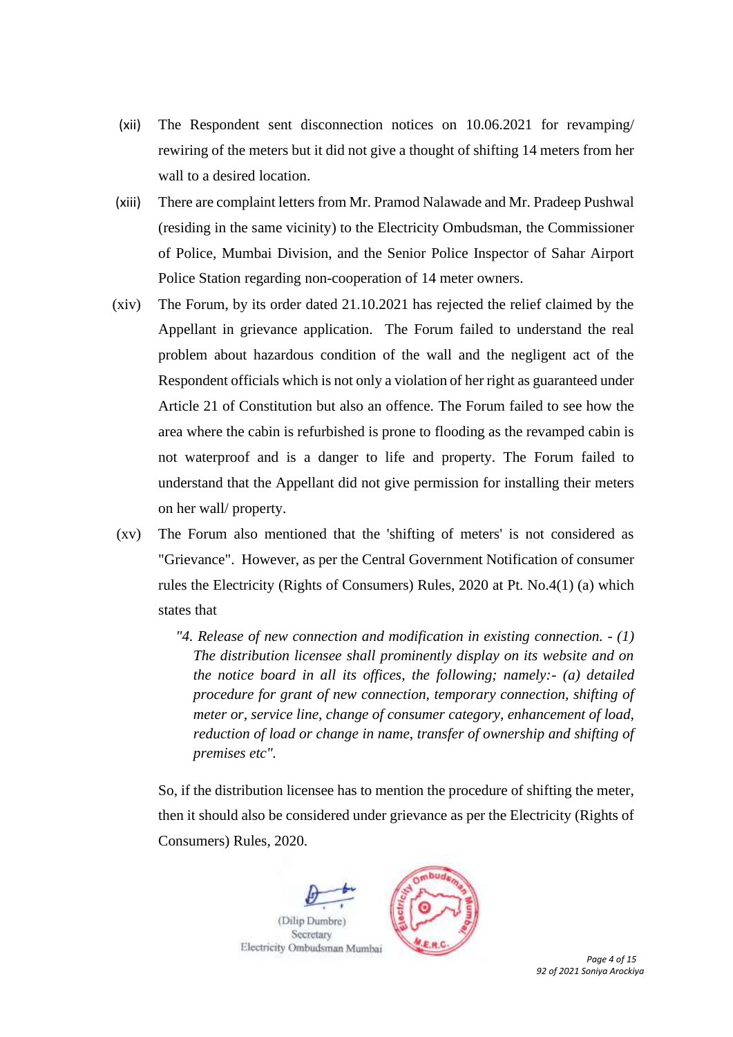(xii) The Respondent sent disconnection notices on 10.06.2021 for revamping/ rewiring of the meters but it did not give a thought of shifting 14 meters from her wall to a desired location.

(xiii) There are complaint letters from Mr. Pramod Nalawade and Mr. Pradeep Pushwal (residing in the same vicinity) to the Electricity Ombudsman, the Commissioner of Police, Mumbai Division, and the Senior Police Inspector of Sahar Airport Police Station regarding non-cooperation of 14 meter owners.

(xiv) The Forum, by its order dated 21.10.2021 has rejected the relief claimed by the Appellant in grievance application. The Forum failed to understand the real problem about hazardous condition of the wall and the negligent act of the Respondent officials which is not only a violation of her right as guaranteed under Article 21 of Constitution but also an offence. The Forum failed to see how the area where the cabin is refurbished is prone to flooding as the revamped cabin is not waterproof and is a danger to life and property. The Forum failed to understand that the Appellant did not give permission for installing their meters on her wall/ property.

(xv) The Forum also mentioned that the 'shifting of meters' is not considered as "Grievance". However, as per the Central Government Notification of consumer rules the Electricity (Rights of Consumers) Rules, 2020 at Pt. No.4(1) (a) which states that

> *"4. Release of new connection and modification in existing connection. - (1) The distribution licensee shall prominently display on its website and on the notice board in all its offices, the following; namely:- (a) detailed procedure for grant of new connection, temporary connection, shifting of meter or, service line, change of consumer category, enhancement of load, reduction of load or change in name, transfer of ownership and shifting of premises etc".*

So, if the distribution licensee has to mention the procedure of shifting the meter, then it should also be considered under grievance as per the Electricity (Rights of Consumers) Rules, 2020.

(Dilip Dumbre)
Secretary
Electricity Ombudsman Mumbai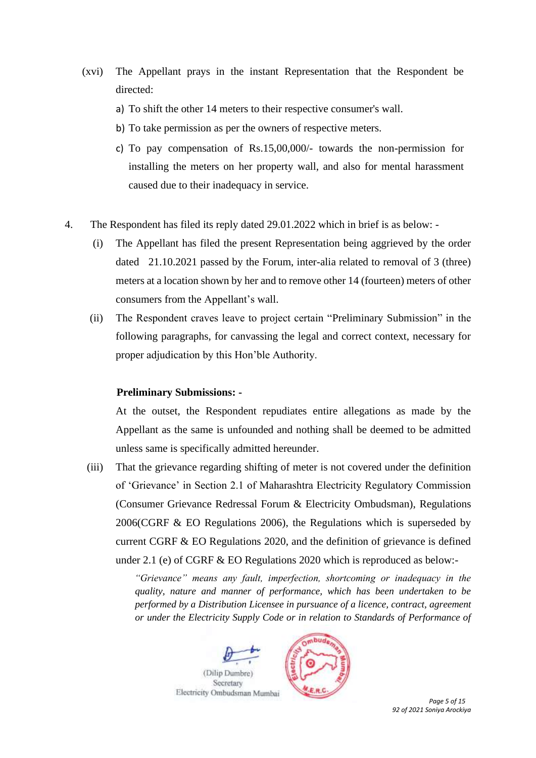(xvi) The Appellant prays in the instant Representation that the Respondent be directed:

a) To shift the other 14 meters to their respective consumer's wall.

b) To take permission as per the owners of respective meters.

c) To pay compensation of Rs.15,00,000/- towards the non-permission for installing the meters on her property wall, and also for mental harassment caused due to their inadequacy in service.

4. The Respondent has filed its reply dated 29.01.2022 which in brief is as below: -

(i) The Appellant has filed the present Representation being aggrieved by the order dated 21.10.2021 passed by the Forum, inter-alia related to removal of 3 (three) meters at a location shown by her and to remove other 14 (fourteen) meters of other consumers from the Appellant's wall.

(ii) The Respondent craves leave to project certain "Preliminary Submission" in the following paragraphs, for canvassing the legal and correct context, necessary for proper adjudication by this Hon'ble Authority.

**Preliminary Submissions: -**

At the outset, the Respondent repudiates entire allegations as made by the Appellant as the same is unfounded and nothing shall be deemed to be admitted unless same is specifically admitted hereunder.

(iii) That the grievance regarding shifting of meter is not covered under the definition of 'Grievance' in Section 2.1 of Maharashtra Electricity Regulatory Commission (Consumer Grievance Redressal Forum & Electricity Ombudsman), Regulations 2006(CGRF & EO Regulations 2006), the Regulations which is superseded by current CGRF & EO Regulations 2020, and the definition of grievance is defined under 2.1 (e) of CGRF & EO Regulations 2020 which is reproduced as below:-

*"Grievance" means any fault, imperfection, shortcoming or inadequacy in the quality, nature and manner of performance, which has been undertaken to be performed by a Distribution Licensee in pursuance of a licence, contract, agreement or under the Electricity Supply Code or in relation to Standards of Performance of*

(Dilip Dumbre)
Secretary
Electricity Ombudsman Mumbai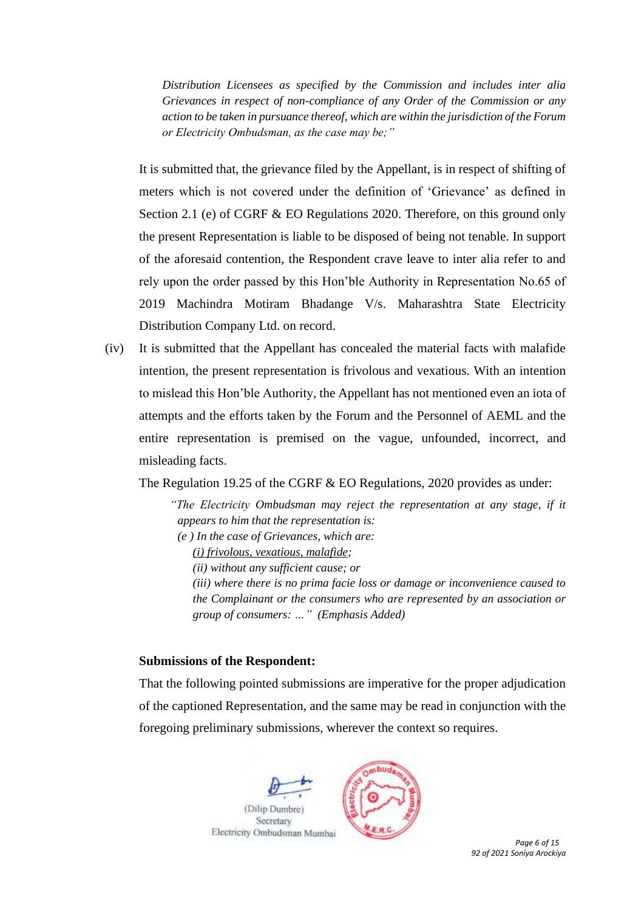*Distribution Licensees as specified by the Commission and includes inter alia Grievances in respect of non-compliance of any Order of the Commission or any action to be taken in pursuance thereof, which are within the jurisdiction of the Forum or Electricity Ombudsman, as the case may be;"*

It is submitted that, the grievance filed by the Appellant, is in respect of shifting of meters which is not covered under the definition of 'Grievance' as defined in Section 2.1 (e) of CGRF & EO Regulations 2020. Therefore, on this ground only the present Representation is liable to be disposed of being not tenable. In support of the aforesaid contention, the Respondent crave leave to inter alia refer to and rely upon the order passed by this Hon'ble Authority in Representation No.65 of 2019 Machindra Motiram Bhadange V/s. Maharashtra State Electricity Distribution Company Ltd. on record.

(iv) It is submitted that the Appellant has concealed the material facts with malafide intention, the present representation is frivolous and vexatious. With an intention to mislead this Hon'ble Authority, the Appellant has not mentioned even an iota of attempts and the efforts taken by the Forum and the Personnel of AEML and the entire representation is premised on the vague, unfounded, incorrect, and misleading facts.

The Regulation 19.25 of the CGRF & EO Regulations, 2020 provides as under:

*"The Electricity Ombudsman may reject the representation at any stage, if it appears to him that the representation is:*
*(e ) In the case of Grievances, which are:*
*<u>(i) frivolous, vexatious, malafide</u>;*
*(ii) without any sufficient cause; or*
*(iii) where there is no prima facie loss or damage or inconvenience caused to the Complainant or the consumers who are represented by an association or group of consumers: …" (Emphasis Added)*

**Submissions of the Respondent:**

That the following pointed submissions are imperative for the proper adjudication of the captioned Representation, and the same may be read in conjunction with the foregoing preliminary submissions, wherever the context so requires.

(Dilip Dumbre)
Secretary
Electricity Ombudsman Mumbai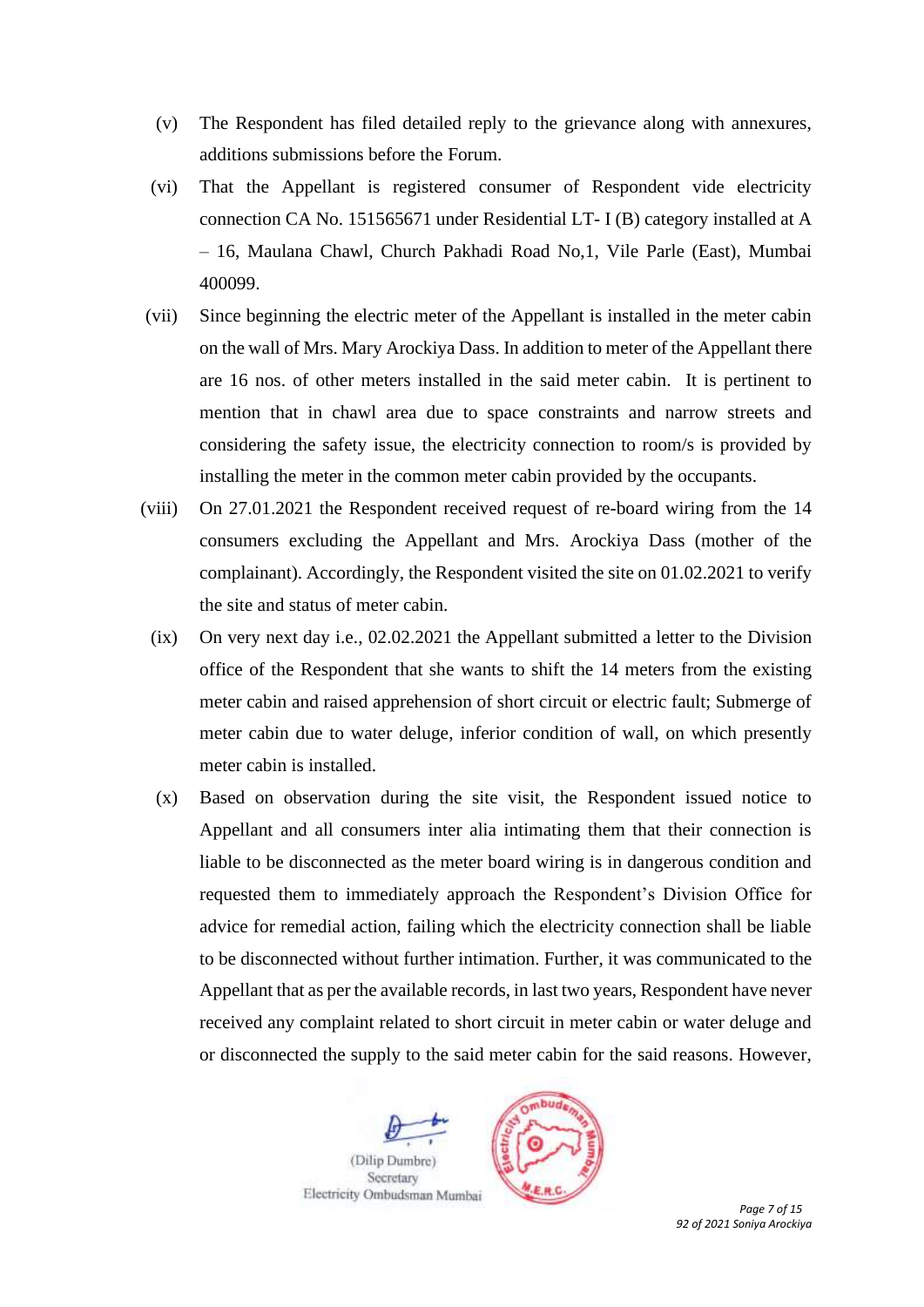(v) The Respondent has filed detailed reply to the grievance along with annexures, additions submissions before the Forum.

(vi) That the Appellant is registered consumer of Respondent vide electricity connection CA No. 151565671 under Residential LT- I (B) category installed at A – 16, Maulana Chawl, Church Pakhadi Road No,1, Vile Parle (East), Mumbai 400099.

(vii) Since beginning the electric meter of the Appellant is installed in the meter cabin on the wall of Mrs. Mary Arockiya Dass. In addition to meter of the Appellant there are 16 nos. of other meters installed in the said meter cabin. It is pertinent to mention that in chawl area due to space constraints and narrow streets and considering the safety issue, the electricity connection to room/s is provided by installing the meter in the common meter cabin provided by the occupants.

(viii) On 27.01.2021 the Respondent received request of re-board wiring from the 14 consumers excluding the Appellant and Mrs. Arockiya Dass (mother of the complainant). Accordingly, the Respondent visited the site on 01.02.2021 to verify the site and status of meter cabin.

(ix) On very next day i.e., 02.02.2021 the Appellant submitted a letter to the Division office of the Respondent that she wants to shift the 14 meters from the existing meter cabin and raised apprehension of short circuit or electric fault; Submerge of meter cabin due to water deluge, inferior condition of wall, on which presently meter cabin is installed.

(x) Based on observation during the site visit, the Respondent issued notice to Appellant and all consumers inter alia intimating them that their connection is liable to be disconnected as the meter board wiring is in dangerous condition and requested them to immediately approach the Respondent's Division Office for advice for remedial action, failing which the electricity connection shall be liable to be disconnected without further intimation. Further, it was communicated to the Appellant that as per the available records, in last two years, Respondent have never received any complaint related to short circuit in meter cabin or water deluge and or disconnected the supply to the said meter cabin for the said reasons. However,

(Dilip Dumbre)
Secretary
Electricity Ombudsman Mumbai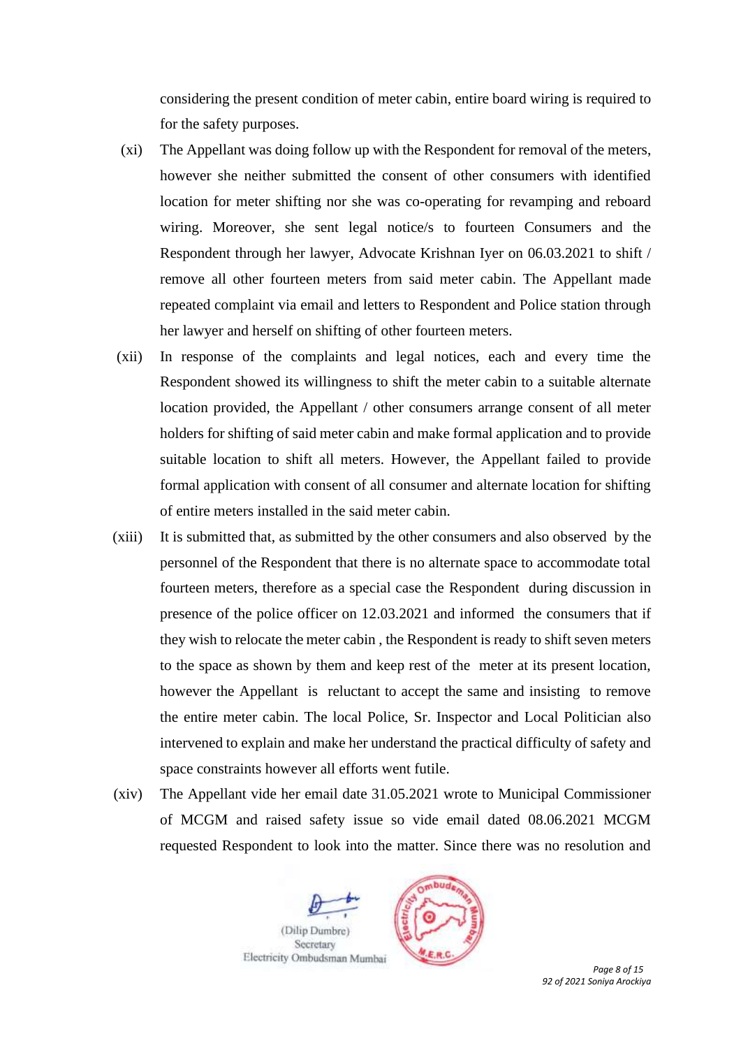considering the present condition of meter cabin, entire board wiring is required to for the safety purposes.

(xi) The Appellant was doing follow up with the Respondent for removal of the meters, however she neither submitted the consent of other consumers with identified location for meter shifting nor she was co-operating for revamping and reboard wiring. Moreover, she sent legal notice/s to fourteen Consumers and the Respondent through her lawyer, Advocate Krishnan Iyer on 06.03.2021 to shift / remove all other fourteen meters from said meter cabin. The Appellant made repeated complaint via email and letters to Respondent and Police station through her lawyer and herself on shifting of other fourteen meters.

(xii) In response of the complaints and legal notices, each and every time the Respondent showed its willingness to shift the meter cabin to a suitable alternate location provided, the Appellant / other consumers arrange consent of all meter holders for shifting of said meter cabin and make formal application and to provide suitable location to shift all meters. However, the Appellant failed to provide formal application with consent of all consumer and alternate location for shifting of entire meters installed in the said meter cabin.

(xiii) It is submitted that, as submitted by the other consumers and also observed by the personnel of the Respondent that there is no alternate space to accommodate total fourteen meters, therefore as a special case the Respondent during discussion in presence of the police officer on 12.03.2021 and informed the consumers that if they wish to relocate the meter cabin , the Respondent is ready to shift seven meters to the space as shown by them and keep rest of the meter at its present location, however the Appellant is reluctant to accept the same and insisting to remove the entire meter cabin. The local Police, Sr. Inspector and Local Politician also intervened to explain and make her understand the practical difficulty of safety and space constraints however all efforts went futile.

(xiv) The Appellant vide her email date 31.05.2021 wrote to Municipal Commissioner of MCGM and raised safety issue so vide email dated 08.06.2021 MCGM requested Respondent to look into the matter. Since there was no resolution and

(Dilip Dumbre)
Secretary
Electricity Ombudsman Mumbai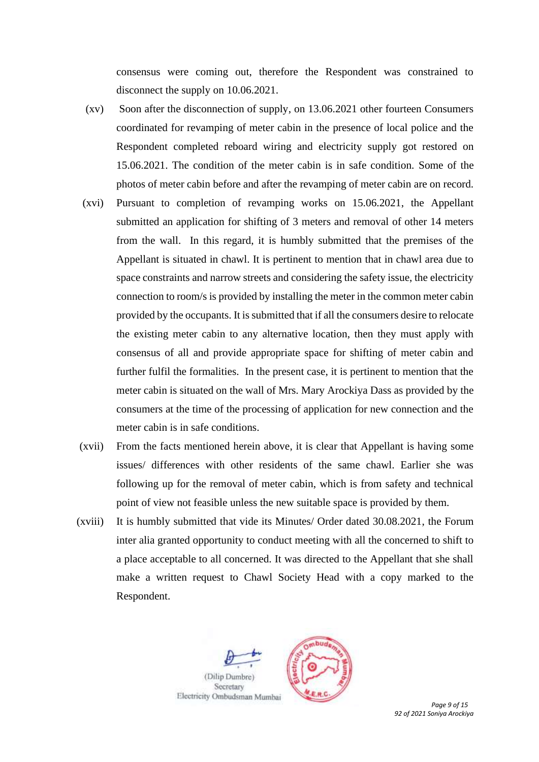consensus were coming out, therefore the Respondent was constrained to disconnect the supply on 10.06.2021.

(xv) Soon after the disconnection of supply, on 13.06.2021 other fourteen Consumers coordinated for revamping of meter cabin in the presence of local police and the Respondent completed reboard wiring and electricity supply got restored on 15.06.2021. The condition of the meter cabin is in safe condition. Some of the photos of meter cabin before and after the revamping of meter cabin are on record.

(xvi) Pursuant to completion of revamping works on 15.06.2021, the Appellant submitted an application for shifting of 3 meters and removal of other 14 meters from the wall. In this regard, it is humbly submitted that the premises of the Appellant is situated in chawl. It is pertinent to mention that in chawl area due to space constraints and narrow streets and considering the safety issue, the electricity connection to room/s is provided by installing the meter in the common meter cabin provided by the occupants. It is submitted that if all the consumers desire to relocate the existing meter cabin to any alternative location, then they must apply with consensus of all and provide appropriate space for shifting of meter cabin and further fulfil the formalities. In the present case, it is pertinent to mention that the meter cabin is situated on the wall of Mrs. Mary Arockiya Dass as provided by the consumers at the time of the processing of application for new connection and the meter cabin is in safe conditions.

(xvii) From the facts mentioned herein above, it is clear that Appellant is having some issues/ differences with other residents of the same chawl. Earlier she was following up for the removal of meter cabin, which is from safety and technical point of view not feasible unless the new suitable space is provided by them.

(xviii) It is humbly submitted that vide its Minutes/ Order dated 30.08.2021, the Forum inter alia granted opportunity to conduct meeting with all the concerned to shift to a place acceptable to all concerned. It was directed to the Appellant that she shall make a written request to Chawl Society Head with a copy marked to the Respondent.

(Dilip Dumbre)
Secretary
Electricity Ombudsman Mumbai

92 of 2021 Soniya Arockiya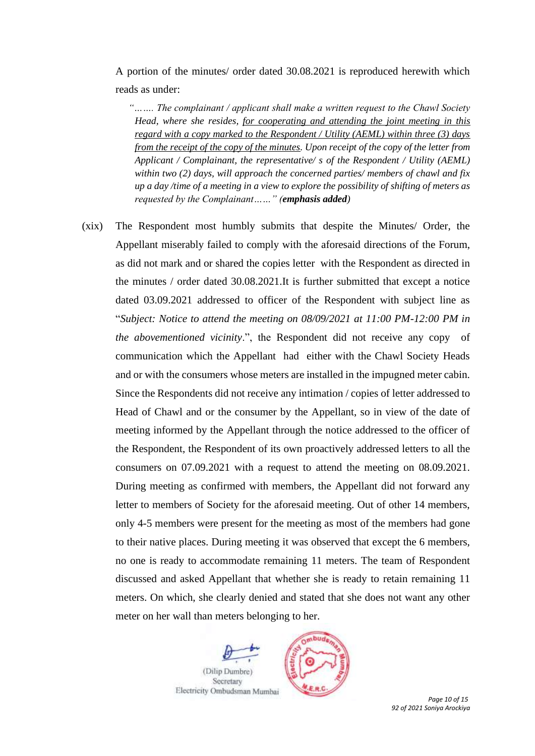A portion of the minutes/ order dated 30.08.2021 is reproduced herewith which reads as under:

> *"……. The complainant / applicant shall make a written request to the Chawl Society Head, where she resides, <u>for cooperating and attending the joint meeting in this regard with a copy marked to the Respondent / Utility (AEML) within three (3) days from the receipt of the copy of the minutes</u>. Upon receipt of the copy of the letter from Applicant / Complainant, the representative/ s of the Respondent / Utility (AEML) within two (2) days, will approach the concerned parties/ members of chawl and fix up a day /time of a meeting in a view to explore the possibility of shifting of meters as requested by the Complainant……" (**emphasis added**)*

(xix) The Respondent most humbly submits that despite the Minutes/ Order, the Appellant miserably failed to comply with the aforesaid directions of the Forum, as did not mark and or shared the copies letter with the Respondent as directed in the minutes / order dated 30.08.2021.It is further submitted that except a notice dated 03.09.2021 addressed to officer of the Respondent with subject line as "*Subject: Notice to attend the meeting on 08/09/2021 at 11:00 PM-12:00 PM in the abovementioned vicinity*.", the Respondent did not receive any copy of communication which the Appellant had either with the Chawl Society Heads and or with the consumers whose meters are installed in the impugned meter cabin. Since the Respondents did not receive any intimation / copies of letter addressed to Head of Chawl and or the consumer by the Appellant, so in view of the date of meeting informed by the Appellant through the notice addressed to the officer of the Respondent, the Respondent of its own proactively addressed letters to all the consumers on 07.09.2021 with a request to attend the meeting on 08.09.2021. During meeting as confirmed with members, the Appellant did not forward any letter to members of Society for the aforesaid meeting. Out of other 14 members, only 4-5 members were present for the meeting as most of the members had gone to their native places. During meeting it was observed that except the 6 members, no one is ready to accommodate remaining 11 meters. The team of Respondent discussed and asked Appellant that whether she is ready to retain remaining 11 meters. On which, she clearly denied and stated that she does not want any other meter on her wall than meters belonging to her.

(Dilip Dumbre)
Secretary
Electricity Ombudsman Mumbai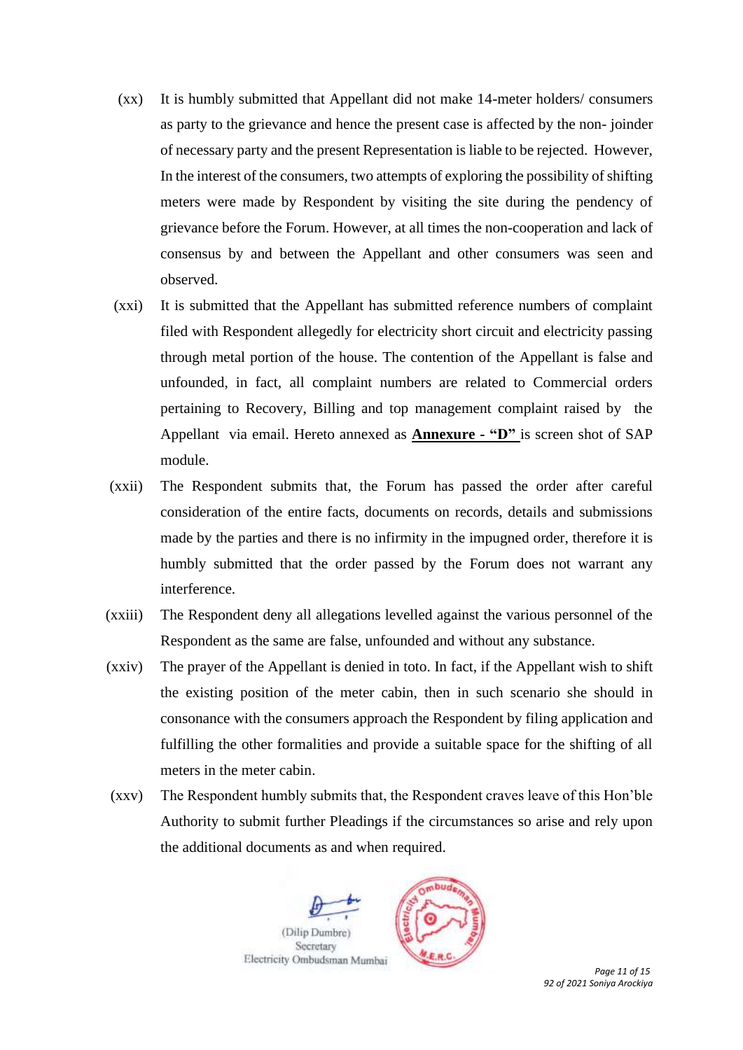(xx) It is humbly submitted that Appellant did not make 14-meter holders/ consumers as party to the grievance and hence the present case is affected by the non- joinder of necessary party and the present Representation is liable to be rejected. However, In the interest of the consumers, two attempts of exploring the possibility of shifting meters were made by Respondent by visiting the site during the pendency of grievance before the Forum. However, at all times the non-cooperation and lack of consensus by and between the Appellant and other consumers was seen and observed.

(xxi) It is submitted that the Appellant has submitted reference numbers of complaint filed with Respondent allegedly for electricity short circuit and electricity passing through metal portion of the house. The contention of the Appellant is false and unfounded, in fact, all complaint numbers are related to Commercial orders pertaining to Recovery, Billing and top management complaint raised by the Appellant via email. Hereto annexed as **Annexure - "D"** is screen shot of SAP module.

(xxii) The Respondent submits that, the Forum has passed the order after careful consideration of the entire facts, documents on records, details and submissions made by the parties and there is no infirmity in the impugned order, therefore it is humbly submitted that the order passed by the Forum does not warrant any interference.

(xxiii) The Respondent deny all allegations levelled against the various personnel of the Respondent as the same are false, unfounded and without any substance.

(xxiv) The prayer of the Appellant is denied in toto. In fact, if the Appellant wish to shift the existing position of the meter cabin, then in such scenario she should in consonance with the consumers approach the Respondent by filing application and fulfilling the other formalities and provide a suitable space for the shifting of all meters in the meter cabin.

(xxv) The Respondent humbly submits that, the Respondent craves leave of this Hon'ble Authority to submit further Pleadings if the circumstances so arise and rely upon the additional documents as and when required.

(Dilip Dumbre)
Secretary
Electricity Ombudsman Mumbai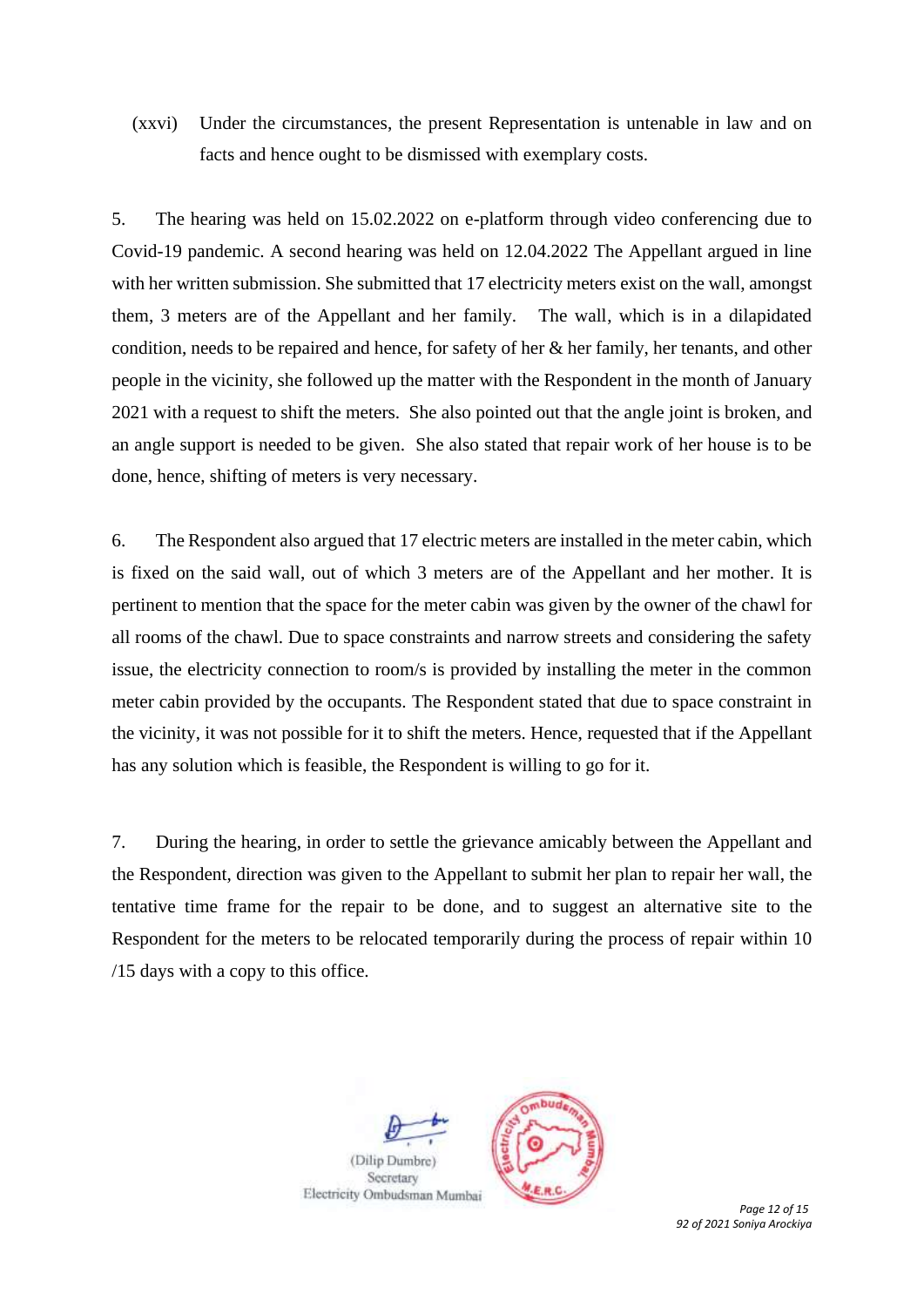(xxvi) Under the circumstances, the present Representation is untenable in law and on facts and hence ought to be dismissed with exemplary costs.

5. The hearing was held on 15.02.2022 on e-platform through video conferencing due to Covid-19 pandemic. A second hearing was held on 12.04.2022 The Appellant argued in line with her written submission. She submitted that 17 electricity meters exist on the wall, amongst them, 3 meters are of the Appellant and her family. The wall, which is in a dilapidated condition, needs to be repaired and hence, for safety of her & her family, her tenants, and other people in the vicinity, she followed up the matter with the Respondent in the month of January 2021 with a request to shift the meters. She also pointed out that the angle joint is broken, and an angle support is needed to be given. She also stated that repair work of her house is to be done, hence, shifting of meters is very necessary.

6. The Respondent also argued that 17 electric meters are installed in the meter cabin, which is fixed on the said wall, out of which 3 meters are of the Appellant and her mother. It is pertinent to mention that the space for the meter cabin was given by the owner of the chawl for all rooms of the chawl. Due to space constraints and narrow streets and considering the safety issue, the electricity connection to room/s is provided by installing the meter in the common meter cabin provided by the occupants. The Respondent stated that due to space constraint in the vicinity, it was not possible for it to shift the meters. Hence, requested that if the Appellant has any solution which is feasible, the Respondent is willing to go for it.

7. During the hearing, in order to settle the grievance amicably between the Appellant and the Respondent, direction was given to the Appellant to submit her plan to repair her wall, the tentative time frame for the repair to be done, and to suggest an alternative site to the Respondent for the meters to be relocated temporarily during the process of repair within 10 /15 days with a copy to this office.

(Dilip Dumbre)
Secretary
Electricity Ombudsman Mumbai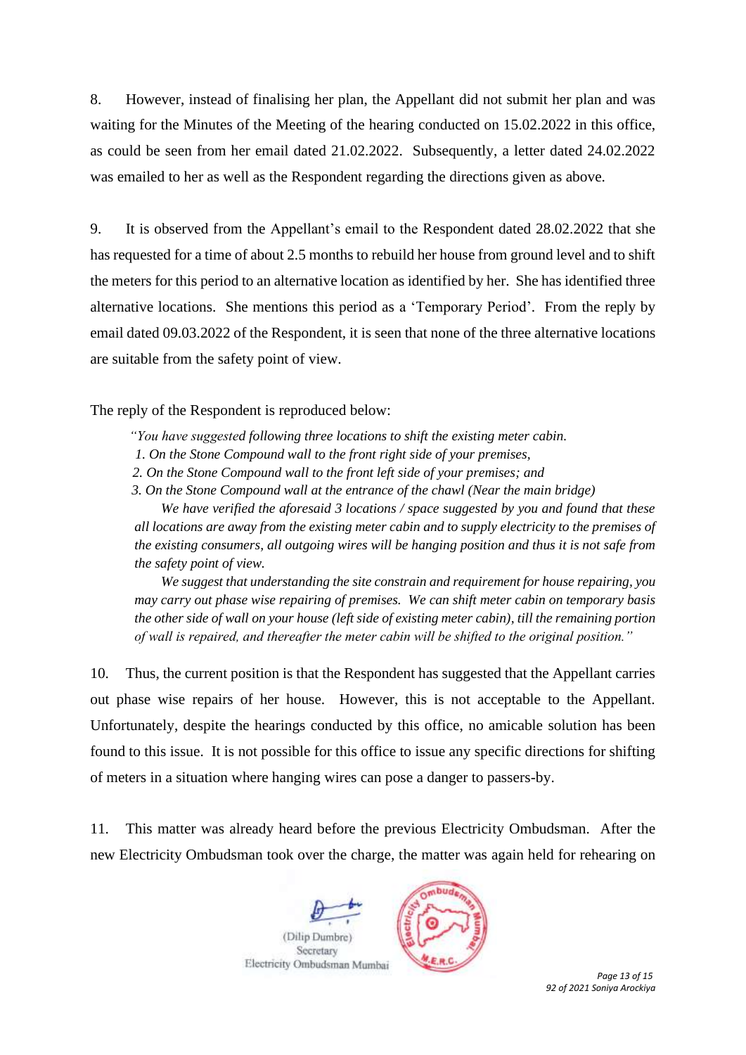8. However, instead of finalising her plan, the Appellant did not submit her plan and was waiting for the Minutes of the Meeting of the hearing conducted on 15.02.2022 in this office, as could be seen from her email dated 21.02.2022. Subsequently, a letter dated 24.02.2022 was emailed to her as well as the Respondent regarding the directions given as above.

9. It is observed from the Appellant's email to the Respondent dated 28.02.2022 that she has requested for a time of about 2.5 months to rebuild her house from ground level and to shift the meters for this period to an alternative location as identified by her. She has identified three alternative locations. She mentions this period as a 'Temporary Period'. From the reply by email dated 09.03.2022 of the Respondent, it is seen that none of the three alternative locations are suitable from the safety point of view.

The reply of the Respondent is reproduced below:

> *"You have suggested following three locations to shift the existing meter cabin.*
> *1. On the Stone Compound wall to the front right side of your premises,*
> *2. On the Stone Compound wall to the front left side of your premises; and*
> *3. On the Stone Compound wall at the entrance of the chawl (Near the main bridge)*
>
> *We have verified the aforesaid 3 locations / space suggested by you and found that these all locations are away from the existing meter cabin and to supply electricity to the premises of the existing consumers, all outgoing wires will be hanging position and thus it is not safe from the safety point of view.*
>
> *We suggest that understanding the site constrain and requirement for house repairing, you may carry out phase wise repairing of premises. We can shift meter cabin on temporary basis the other side of wall on your house (left side of existing meter cabin), till the remaining portion of wall is repaired, and thereafter the meter cabin will be shifted to the original position."*

10. Thus, the current position is that the Respondent has suggested that the Appellant carries out phase wise repairs of her house. However, this is not acceptable to the Appellant. Unfortunately, despite the hearings conducted by this office, no amicable solution has been found to this issue. It is not possible for this office to issue any specific directions for shifting of meters in a situation where hanging wires can pose a danger to passers-by.

11. This matter was already heard before the previous Electricity Ombudsman. After the new Electricity Ombudsman took over the charge, the matter was again held for rehearing on

(Dilip Dumbre)
Secretary
Electricity Ombudsman Mumbai

92 of 2021 Soniya Arockiya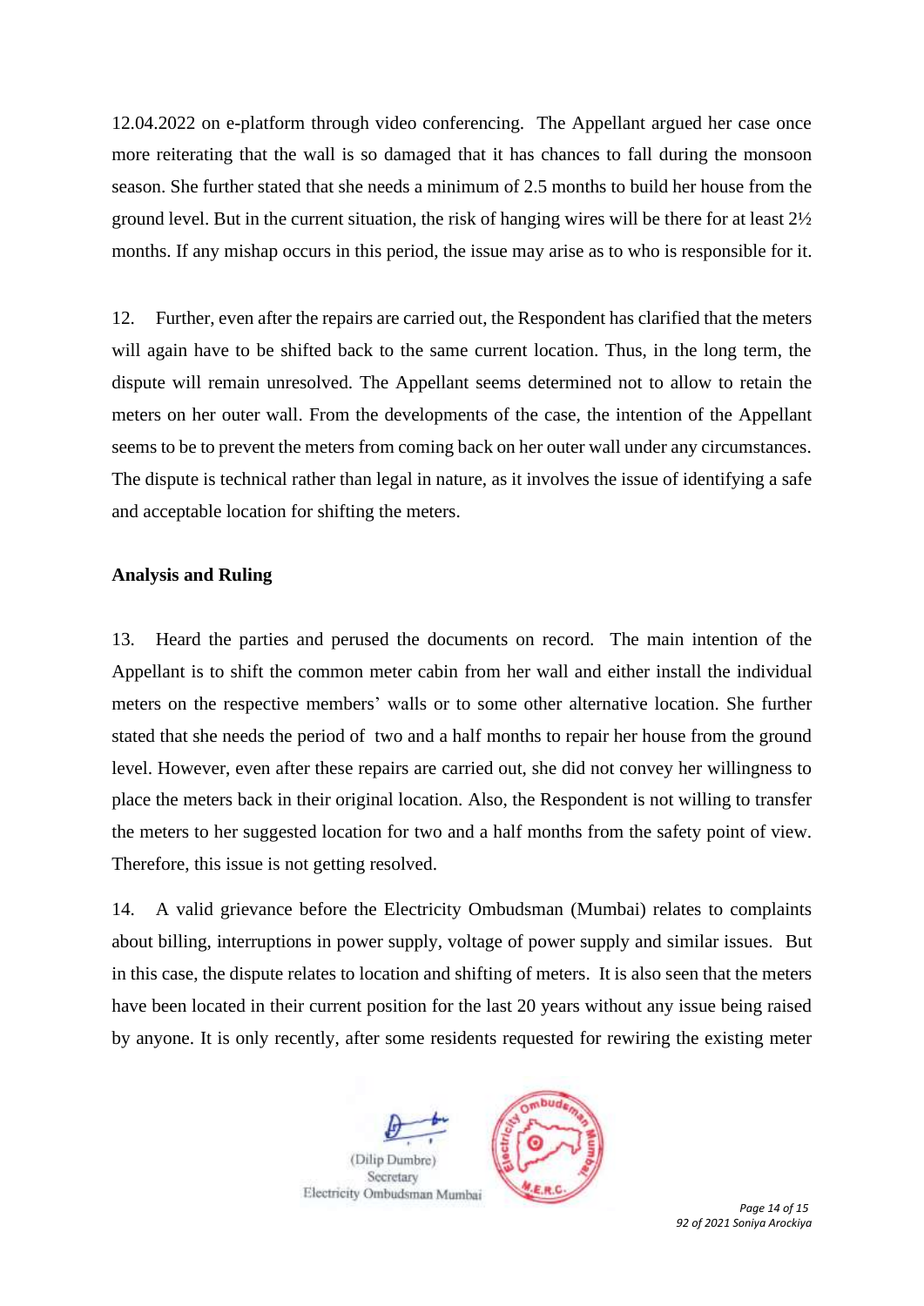12.04.2022 on e-platform through video conferencing. The Appellant argued her case once more reiterating that the wall is so damaged that it has chances to fall during the monsoon season. She further stated that she needs a minimum of 2.5 months to build her house from the ground level. But in the current situation, the risk of hanging wires will be there for at least 2½ months. If any mishap occurs in this period, the issue may arise as to who is responsible for it.

12. Further, even after the repairs are carried out, the Respondent has clarified that the meters will again have to be shifted back to the same current location. Thus, in the long term, the dispute will remain unresolved. The Appellant seems determined not to allow to retain the meters on her outer wall. From the developments of the case, the intention of the Appellant seems to be to prevent the meters from coming back on her outer wall under any circumstances. The dispute is technical rather than legal in nature, as it involves the issue of identifying a safe and acceptable location for shifting the meters.

**Analysis and Ruling**

13. Heard the parties and perused the documents on record. The main intention of the Appellant is to shift the common meter cabin from her wall and either install the individual meters on the respective members' walls or to some other alternative location. She further stated that she needs the period of two and a half months to repair her house from the ground level. However, even after these repairs are carried out, she did not convey her willingness to place the meters back in their original location. Also, the Respondent is not willing to transfer the meters to her suggested location for two and a half months from the safety point of view. Therefore, this issue is not getting resolved.

14. A valid grievance before the Electricity Ombudsman (Mumbai) relates to complaints about billing, interruptions in power supply, voltage of power supply and similar issues. But in this case, the dispute relates to location and shifting of meters. It is also seen that the meters have been located in their current position for the last 20 years without any issue being raised by anyone. It is only recently, after some residents requested for rewiring the existing meter

(Dilip Dumbre)
Secretary
Electricity Ombudsman Mumbai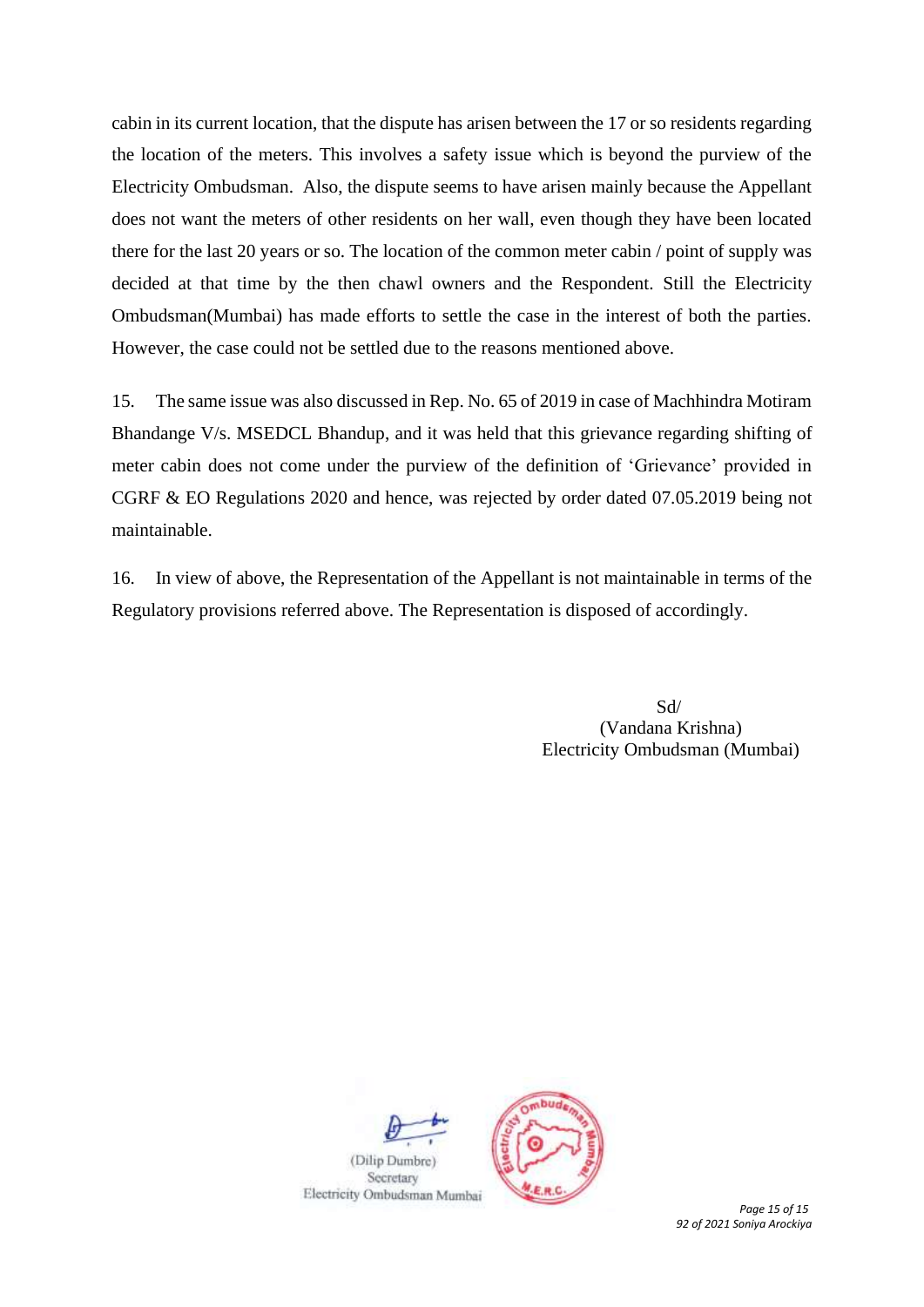cabin in its current location, that the dispute has arisen between the 17 or so residents regarding the location of the meters. This involves a safety issue which is beyond the purview of the Electricity Ombudsman. Also, the dispute seems to have arisen mainly because the Appellant does not want the meters of other residents on her wall, even though they have been located there for the last 20 years or so. The location of the common meter cabin / point of supply was decided at that time by the then chawl owners and the Respondent. Still the Electricity Ombudsman(Mumbai) has made efforts to settle the case in the interest of both the parties. However, the case could not be settled due to the reasons mentioned above.

15. The same issue was also discussed in Rep. No. 65 of 2019 in case of Machhindra Motiram Bhandange V/s. MSEDCL Bhandup, and it was held that this grievance regarding shifting of meter cabin does not come under the purview of the definition of 'Grievance' provided in CGRF & EO Regulations 2020 and hence, was rejected by order dated 07.05.2019 being not maintainable.

16. In view of above, the Representation of the Appellant is not maintainable in terms of the Regulatory provisions referred above. The Representation is disposed of accordingly.

Sd/
(Vandana Krishna)
Electricity Ombudsman (Mumbai)

(Dilip Dumbre)
Secretary
Electricity Ombudsman Mumbai